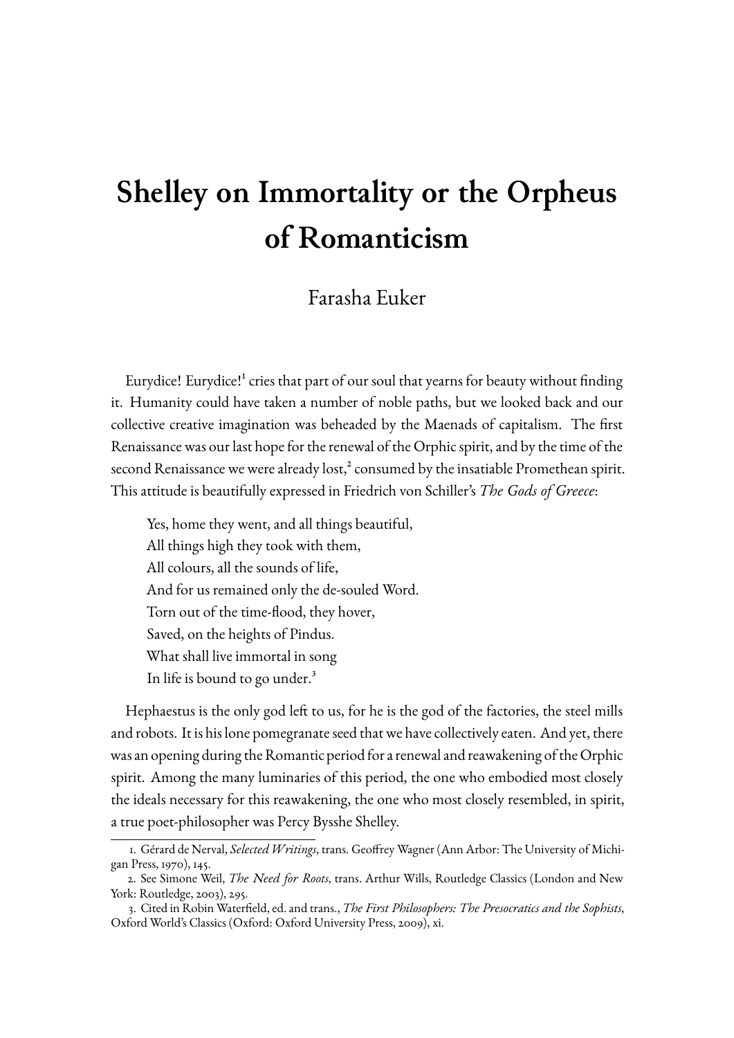# Shelley on Immortality or the Orpheus of Romanticism

Farasha Euker

Eurydice! Eurydice![1] cries that part of our soul that yearns for beauty without finding it. Humanity could have taken a number of noble paths, but we looked back and our collective creative imagination was beheaded by the Maenads of capitalism. The first Renaissance was our last hope for the renewal of the Orphic spirit, and by the time of the second Renaissance we were already lost,[2] consumed by the insatiable Promethean spirit. This attitude is beautifully expressed in Friedrich von Schiller's *The Gods of Greece*:

> Yes, home they went, and all things beautiful,
> All things high they took with them,
> All colours, all the sounds of life,
> And for us remained only the de-souled Word.
> Torn out of the time-flood, they hover,
> Saved, on the heights of Pindus.
> What shall live immortal in song
> In life is bound to go under.[3]

Hephaestus is the only god left to us, for he is the god of the factories, the steel mills and robots. It is his lone pomegranate seed that we have collectively eaten. And yet, there was an opening during the Romantic period for a renewal and reawakening of the Orphic spirit. Among the many luminaries of this period, the one who embodied most closely the ideals necessary for this reawakening, the one who most closely resembled, in spirit, a true poet-philosopher was Percy Bysshe Shelley.

---

1. Gérard de Nerval, *Selected Writings*, trans. Geoffrey Wagner (Ann Arbor: The University of Michigan Press, 1970), 145.
2. See Simone Weil, *The Need for Roots*, trans. Arthur Wills, Routledge Classics (London and New York: Routledge, 2003), 295.
3. Cited in Robin Waterfield, ed. and trans., *The First Philosophers: The Presocratics and the Sophists*, Oxford World's Classics (Oxford: Oxford University Press, 2009), xi.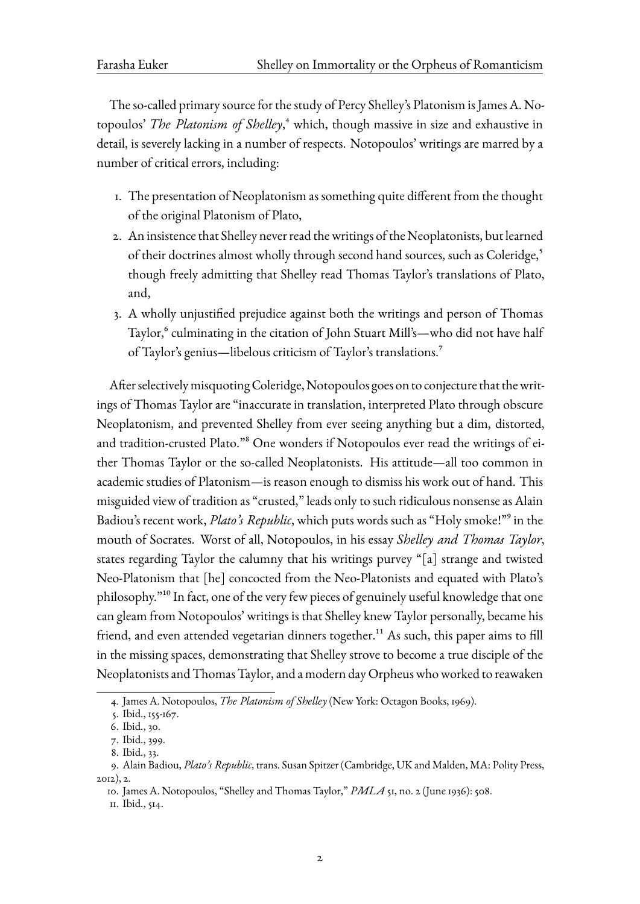The so-called primary source for the study of Percy Shelley's Platonism is James A. Notopoulos' *The Platonism of Shelley*,[4] which, though massive in size and exhaustive in detail, is severely lacking in a number of respects. Notopoulos' writings are marred by a number of critical errors, including:

1. The presentation of Neoplatonism as something quite different from the thought of the original Platonism of Plato,
2. An insistence that Shelley never read the writings of the Neoplatonists, but learned of their doctrines almost wholly through second hand sources, such as Coleridge,[5] though freely admitting that Shelley read Thomas Taylor's translations of Plato, and,
3. A wholly unjustified prejudice against both the writings and person of Thomas Taylor,[6] culminating in the citation of John Stuart Mill's—who did not have half of Taylor's genius—libelous criticism of Taylor's translations.[7]

After selectively misquoting Coleridge, Notopoulos goes on to conjecture that the writings of Thomas Taylor are "inaccurate in translation, interpreted Plato through obscure Neoplatonism, and prevented Shelley from ever seeing anything but a dim, distorted, and tradition-crusted Plato."[8] One wonders if Notopoulos ever read the writings of either Thomas Taylor or the so-called Neoplatonists. His attitude—all too common in academic studies of Platonism—is reason enough to dismiss his work out of hand. This misguided view of tradition as "crusted," leads only to such ridiculous nonsense as Alain Badiou's recent work, *Plato's Republic*, which puts words such as "Holy smoke!"[9] in the mouth of Socrates. Worst of all, Notopoulos, in his essay *Shelley and Thomas Taylor*, states regarding Taylor the calumny that his writings purvey "[a] strange and twisted Neo-Platonism that [he] concocted from the Neo-Platonists and equated with Plato's philosophy."[10] In fact, one of the very few pieces of genuinely useful knowledge that one can gleam from Notopoulos' writings is that Shelley knew Taylor personally, became his friend, and even attended vegetarian dinners together.[11] As such, this paper aims to fill in the missing spaces, demonstrating that Shelley strove to become a true disciple of the Neoplatonists and Thomas Taylor, and a modern day Orpheus who worked to reawaken

---

4. James A. Notopoulos, *The Platonism of Shelley* (New York: Octagon Books, 1969).
5. Ibid., 155-167.
6. Ibid., 30.
7. Ibid., 399.
8. Ibid., 33.
9. Alain Badiou, *Plato's Republic*, trans. Susan Spitzer (Cambridge, UK and Malden, MA: Polity Press, 2012), 2.
10. James A. Notopoulos, "Shelley and Thomas Taylor," *PMLA* 51, no. 2 (June 1936): 508.
11. Ibid., 514.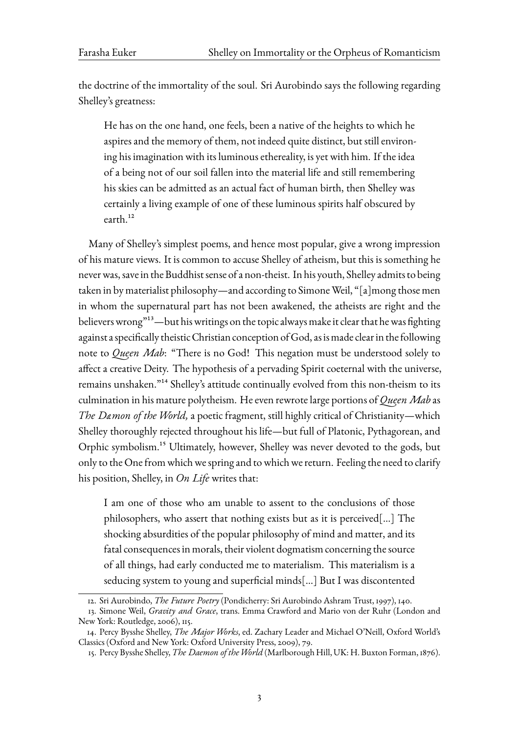the doctrine of the immortality of the soul. Sri Aurobindo says the following regarding Shelley's greatness:

> He has on the one hand, one feels, been a native of the heights to which he aspires and the memory of them, not indeed quite distinct, but still environing his imagination with its luminous ethereality, is yet with him. If the idea of a being not of our soil fallen into the material life and still remembering his skies can be admitted as an actual fact of human birth, then Shelley was certainly a living example of one of these luminous spirits half obscured by earth.[12]

Many of Shelley's simplest poems, and hence most popular, give a wrong impression of his mature views. It is common to accuse Shelley of atheism, but this is something he never was, save in the Buddhist sense of a non-theist. In his youth, Shelley admits to being taken in by materialist philosophy—and according to Simone Weil, "[a]mong those men in whom the supernatural part has not been awakened, the atheists are right and the believers wrong"[13]—but his writings on the topic always make it clear that he was fighting against a specifically theistic Christian conception of God, as is made clear in the following note to *Queen Mab*: "There is no God! This negation must be understood solely to affect a creative Deity. The hypothesis of a pervading Spirit coeternal with the universe, remains unshaken."[14] Shelley's attitude continually evolved from this non-theism to its culmination in his mature polytheism. He even rewrote large portions of *Queen Mab* as *The Dæmon of the World,* a poetic fragment, still highly critical of Christianity—which Shelley thoroughly rejected throughout his life—but full of Platonic, Pythagorean, and Orphic symbolism.[15] Ultimately, however, Shelley was never devoted to the gods, but only to the One from which we spring and to which we return. Feeling the need to clarify his position, Shelley, in *On Life* writes that:

> I am one of those who am unable to assent to the conclusions of those philosophers, who assert that nothing exists but as it is perceived[...] The shocking absurdities of the popular philosophy of mind and matter, and its fatal consequences in morals, their violent dogmatism concerning the source of all things, had early conducted me to materialism. This materialism is a seducing system to young and superficial minds[...] But I was discontented

---

12. Sri Aurobindo, *The Future Poetry* (Pondicherry: Sri Aurobindo Ashram Trust, 1997), 140.

13. Simone Weil, *Gravity and Grace*, trans. Emma Crawford and Mario von der Ruhr (London and New York: Routledge, 2006), 115.

14. Percy Bysshe Shelley, *The Major Works*, ed. Zachary Leader and Michael O'Neill, Oxford World's Classics (Oxford and New York: Oxford University Press, 2009), 79.

15. Percy Bysshe Shelley, *The Daemon of the World* (Marlborough Hill, UK: H. Buxton Forman, 1876).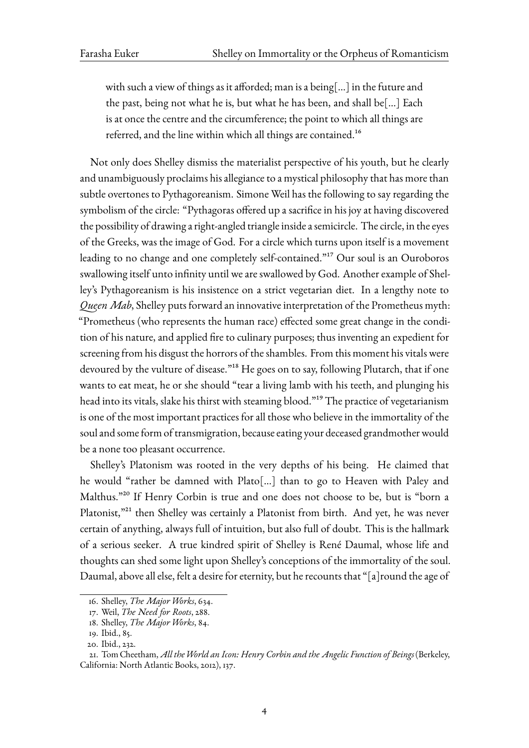> with such a view of things as it afforded; man is a being[...] in the future and the past, being not what he is, but what he has been, and shall be[...] Each is at once the centre and the circumference; the point to which all things are referred, and the line within which all things are contained.[16]

Not only does Shelley dismiss the materialist perspective of his youth, but he clearly and unambiguously proclaims his allegiance to a mystical philosophy that has more than subtle overtones to Pythagoreanism. Simone Weil has the following to say regarding the symbolism of the circle: "Pythagoras offered up a sacrifice in his joy at having discovered the possibility of drawing a right-angled triangle inside a semicircle. The circle, in the eyes of the Greeks, was the image of God. For a circle which turns upon itself is a movement leading to no change and one completely self-contained."[17] Our soul is an Ouroboros swallowing itself unto infinity until we are swallowed by God. Another example of Shelley's Pythagoreanism is his insistence on a strict vegetarian diet. In a lengthy note to *Queen Mab*, Shelley puts forward an innovative interpretation of the Prometheus myth: "Prometheus (who represents the human race) effected some great change in the condition of his nature, and applied fire to culinary purposes; thus inventing an expedient for screening from his disgust the horrors of the shambles. From this moment his vitals were devoured by the vulture of disease."[18] He goes on to say, following Plutarch, that if one wants to eat meat, he or she should "tear a living lamb with his teeth, and plunging his head into its vitals, slake his thirst with steaming blood."[19] The practice of vegetarianism is one of the most important practices for all those who believe in the immortality of the soul and some form of transmigration, because eating your deceased grandmother would be a none too pleasant occurrence.

Shelley's Platonism was rooted in the very depths of his being. He claimed that he would "rather be damned with Plato[...] than to go to Heaven with Paley and Malthus."[20] If Henry Corbin is true and one does not choose to be, but is "born a Platonist,"[21] then Shelley was certainly a Platonist from birth. And yet, he was never certain of anything, always full of intuition, but also full of doubt. This is the hallmark of a serious seeker. A true kindred spirit of Shelley is René Daumal, whose life and thoughts can shed some light upon Shelley's conceptions of the immortality of the soul. Daumal, above all else, felt a desire for eternity, but he recounts that "[a]round the age of

---

16. Shelley, *The Major Works*, 634.
17. Weil, *The Need for Roots*, 288.
18. Shelley, *The Major Works*, 84.
19. Ibid., 85.
20. Ibid., 232.
21. Tom Cheetham, *All the World an Icon: Henry Corbin and the Angelic Function of Beings* (Berkeley, California: North Atlantic Books, 2012), 137.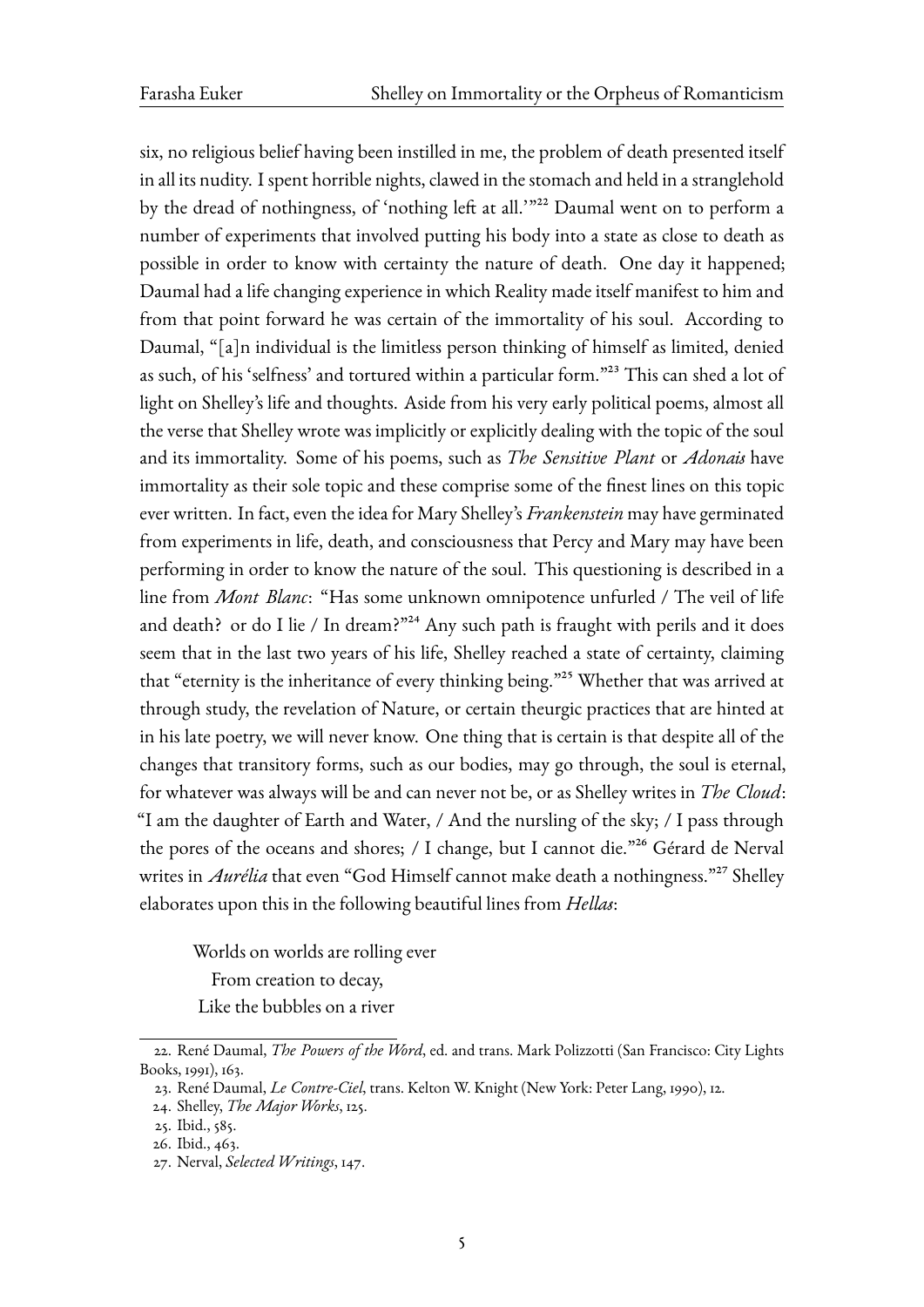six, no religious belief having been instilled in me, the problem of death presented itself in all its nudity. I spent horrible nights, clawed in the stomach and held in a stranglehold by the dread of nothingness, of 'nothing left at all.'"[22] Daumal went on to perform a number of experiments that involved putting his body into a state as close to death as possible in order to know with certainty the nature of death. One day it happened; Daumal had a life changing experience in which Reality made itself manifest to him and from that point forward he was certain of the immortality of his soul. According to Daumal, "[a]n individual is the limitless person thinking of himself as limited, denied as such, of his 'selfness' and tortured within a particular form."[23] This can shed a lot of light on Shelley's life and thoughts. Aside from his very early political poems, almost all the verse that Shelley wrote was implicitly or explicitly dealing with the topic of the soul and its immortality. Some of his poems, such as *The Sensitive Plant* or *Adonais* have immortality as their sole topic and these comprise some of the finest lines on this topic ever written. In fact, even the idea for Mary Shelley's *Frankenstein* may have germinated from experiments in life, death, and consciousness that Percy and Mary may have been performing in order to know the nature of the soul. This questioning is described in a line from *Mont Blanc*: "Has some unknown omnipotence unfurled / The veil of life and death? or do I lie / In dream?"[24] Any such path is fraught with perils and it does seem that in the last two years of his life, Shelley reached a state of certainty, claiming that "eternity is the inheritance of every thinking being."[25] Whether that was arrived at through study, the revelation of Nature, or certain theurgic practices that are hinted at in his late poetry, we will never know. One thing that is certain is that despite all of the changes that transitory forms, such as our bodies, may go through, the soul is eternal, for whatever was always will be and can never not be, or as Shelley writes in *The Cloud*: "I am the daughter of Earth and Water, / And the nursling of the sky; / I pass through the pores of the oceans and shores; / I change, but I cannot die."[26] Gérard de Nerval writes in *Aurélia* that even "God Himself cannot make death a nothingness."[27] Shelley elaborates upon this in the following beautiful lines from *Hellas*:

> Worlds on worlds are rolling ever
> From creation to decay,
> Like the bubbles on a river

---

22. René Daumal, *The Powers of the Word*, ed. and trans. Mark Polizzotti (San Francisco: City Lights Books, 1991), 163.
23. René Daumal, *Le Contre-Ciel*, trans. Kelton W. Knight (New York: Peter Lang, 1990), 12.
24. Shelley, *The Major Works*, 125.
25. Ibid., 585.
26. Ibid., 463.
27. Nerval, *Selected Writings*, 147.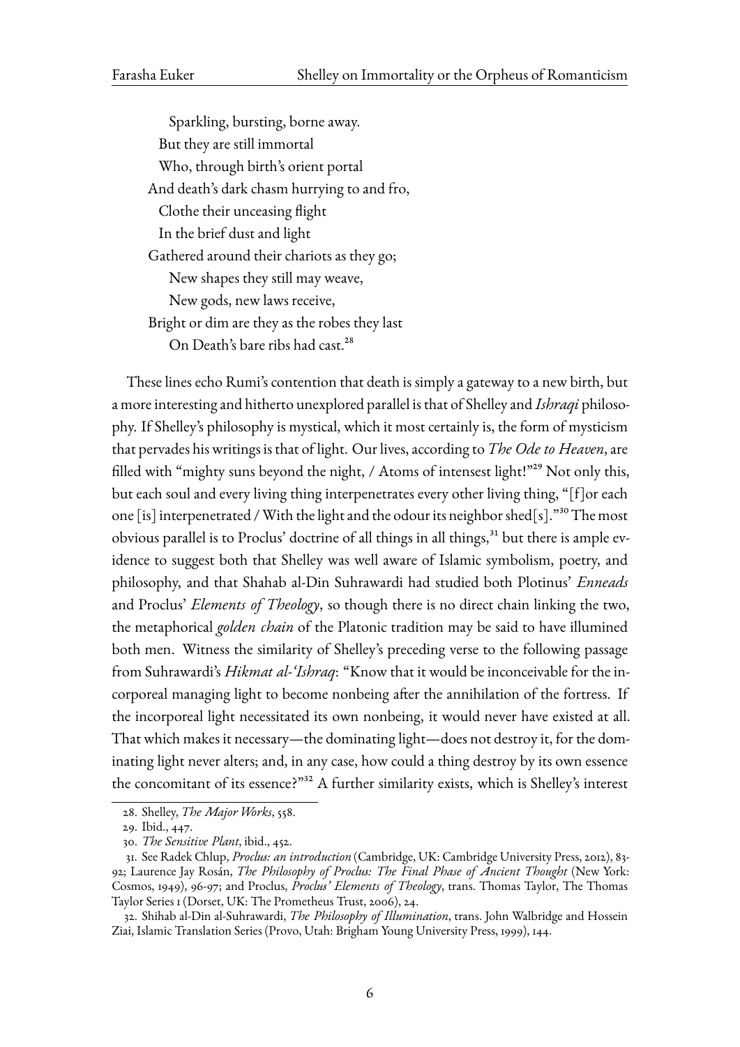Sparkling, bursting, borne away.  
But they are still immortal  
Who, through birth's orient portal  
And death's dark chasm hurrying to and fro,  
Clothe their unceasing flight  
In the brief dust and light  
Gathered around their chariots as they go;  
New shapes they still may weave,  
New gods, new laws receive,  
Bright or dim are they as the robes they last  
On Death's bare ribs had cast.[28]

These lines echo Rumi's contention that death is simply a gateway to a new birth, but a more interesting and hitherto unexplored parallel is that of Shelley and *Ishraqi* philosophy. If Shelley's philosophy is mystical, which it most certainly is, the form of mysticism that pervades his writings is that of light. Our lives, according to *The Ode to Heaven*, are filled with "mighty suns beyond the night, / Atoms of intensest light!"[29] Not only this, but each soul and every living thing interpenetrates every other living thing, "[f]or each one [is] interpenetrated / With the light and the odour its neighbor shed[s]."[30] The most obvious parallel is to Proclus' doctrine of all things in all things,[31] but there is ample evidence to suggest both that Shelley was well aware of Islamic symbolism, poetry, and philosophy, and that Shahab al-Din Suhrawardi had studied both Plotinus' *Enneads* and Proclus' *Elements of Theology*, so though there is no direct chain linking the two, the metaphorical *golden chain* of the Platonic tradition may be said to have illumined both men. Witness the similarity of Shelley's preceding verse to the following passage from Suhrawardi's *Hikmat al-'Ishraq*: "Know that it would be inconceivable for the incorporeal managing light to become nonbeing after the annihilation of the fortress. If the incorporeal light necessitated its own nonbeing, it would never have existed at all. That which makes it necessary—the dominating light—does not destroy it, for the dominating light never alters; and, in any case, how could a thing destroy by its own essence the concomitant of its essence?"[32] A further similarity exists, which is Shelley's interest

---

28. Shelley, *The Major Works*, 558.

29. Ibid., 447.

30. *The Sensitive Plant*, ibid., 452.

31. See Radek Chlup, *Proclus: an introduction* (Cambridge, UK: Cambridge University Press, 2012), 83-92; Laurence Jay Rosán, *The Philosophy of Proclus: The Final Phase of Ancient Thought* (New York: Cosmos, 1949), 96-97; and Proclus, *Proclus' Elements of Theology*, trans. Thomas Taylor, The Thomas Taylor Series 1 (Dorset, UK: The Prometheus Trust, 2006), 24.

32. Shihab al-Din al-Suhrawardi, *The Philosophy of Illumination*, trans. John Walbridge and Hossein Ziai, Islamic Translation Series (Provo, Utah: Brigham Young University Press, 1999), 144.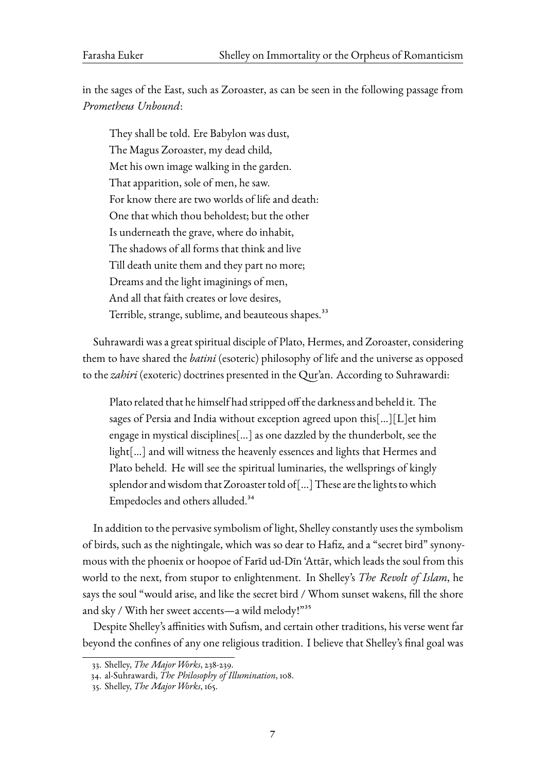in the sages of the East, such as Zoroaster, as can be seen in the following passage from *Prometheus Unbound*:

> They shall be told. Ere Babylon was dust,
> The Magus Zoroaster, my dead child,
> Met his own image walking in the garden.
> That apparition, sole of men, he saw.
> For know there are two worlds of life and death:
> One that which thou beholdest; but the other
> Is underneath the grave, where do inhabit,
> The shadows of all forms that think and live
> Till death unite them and they part no more;
> Dreams and the light imaginings of men,
> And all that faith creates or love desires,
> Terrible, strange, sublime, and beauteous shapes.[33]

Suhrawardi was a great spiritual disciple of Plato, Hermes, and Zoroaster, considering them to have shared the *batini* (esoteric) philosophy of life and the universe as opposed to the *zahiri* (exoteric) doctrines presented in the Qur'an. According to Suhrawardi:

> Plato related that he himself had stripped off the darkness and beheld it. The sages of Persia and India without exception agreed upon this[...][L]et him engage in mystical disciplines[...] as one dazzled by the thunderbolt, see the light[...] and will witness the heavenly essences and lights that Hermes and Plato beheld. He will see the spiritual luminaries, the wellsprings of kingly splendor and wisdom that Zoroaster told of[...] These are the lights to which Empedocles and others alluded.[34]

In addition to the pervasive symbolism of light, Shelley constantly uses the symbolism of birds, such as the nightingale, which was so dear to Hafiz, and a "secret bird" synonymous with the phoenix or hoopoe of Farīd ud-Dīn 'Attār, which leads the soul from this world to the next, from stupor to enlightenment. In Shelley's *The Revolt of Islam*, he says the soul "would arise, and like the secret bird / Whom sunset wakens, fill the shore and sky / With her sweet accents—a wild melody!"[35]

Despite Shelley's affinities with Sufism, and certain other traditions, his verse went far beyond the confines of any one religious tradition. I believe that Shelley's final goal was

---

33. Shelley, *The Major Works*, 238-239.
34. al-Suhrawardi, *The Philosophy of Illumination*, 108.
35. Shelley, *The Major Works*, 165.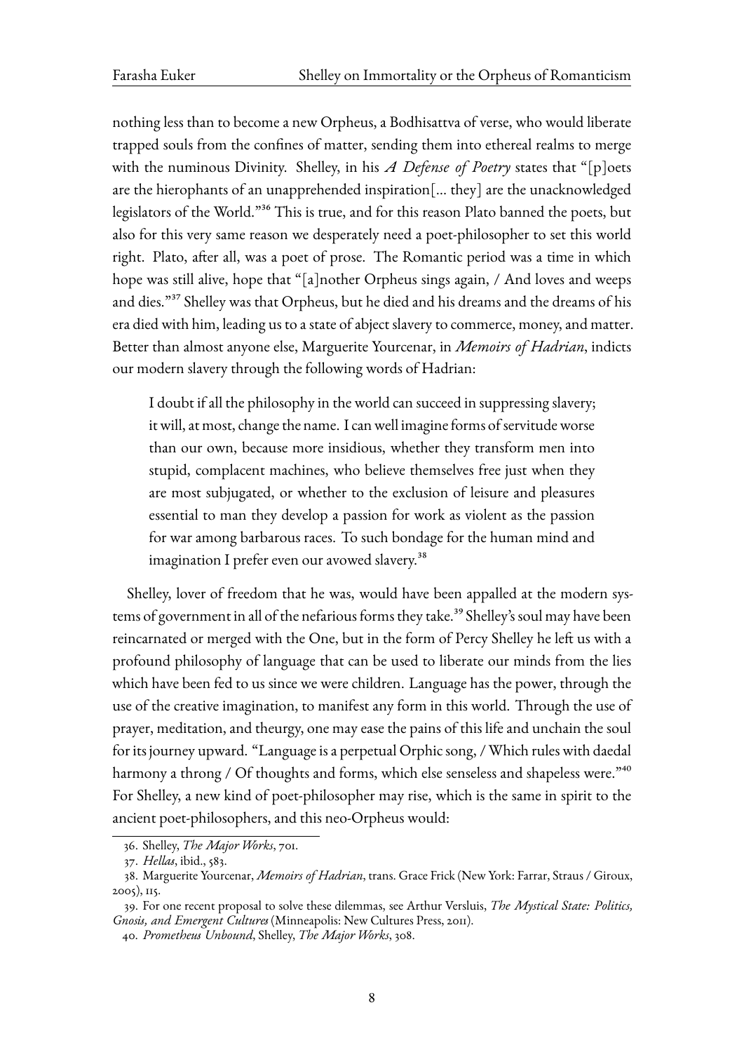nothing less than to become a new Orpheus, a Bodhisattva of verse, who would liberate trapped souls from the confines of matter, sending them into ethereal realms to merge with the numinous Divinity. Shelley, in his *A Defense of Poetry* states that "[p]oets are the hierophants of an unapprehended inspiration[... they] are the unacknowledged legislators of the World."[36] This is true, and for this reason Plato banned the poets, but also for this very same reason we desperately need a poet-philosopher to set this world right. Plato, after all, was a poet of prose. The Romantic period was a time in which hope was still alive, hope that "[a]nother Orpheus sings again, / And loves and weeps and dies."[37] Shelley was that Orpheus, but he died and his dreams and the dreams of his era died with him, leading us to a state of abject slavery to commerce, money, and matter. Better than almost anyone else, Marguerite Yourcenar, in *Memoirs of Hadrian*, indicts our modern slavery through the following words of Hadrian:

> I doubt if all the philosophy in the world can succeed in suppressing slavery; it will, at most, change the name. I can well imagine forms of servitude worse than our own, because more insidious, whether they transform men into stupid, complacent machines, who believe themselves free just when they are most subjugated, or whether to the exclusion of leisure and pleasures essential to man they develop a passion for work as violent as the passion for war among barbarous races. To such bondage for the human mind and imagination I prefer even our avowed slavery.[38]

Shelley, lover of freedom that he was, would have been appalled at the modern systems of government in all of the nefarious forms they take.[39] Shelley's soul may have been reincarnated or merged with the One, but in the form of Percy Shelley he left us with a profound philosophy of language that can be used to liberate our minds from the lies which have been fed to us since we were children. Language has the power, through the use of the creative imagination, to manifest any form in this world. Through the use of prayer, meditation, and theurgy, one may ease the pains of this life and unchain the soul for its journey upward. "Language is a perpetual Orphic song, / Which rules with daedal harmony a throng / Of thoughts and forms, which else senseless and shapeless were."[40] For Shelley, a new kind of poet-philosopher may rise, which is the same in spirit to the ancient poet-philosophers, and this neo-Orpheus would:

---

36. Shelley, *The Major Works*, 701.

37. *Hellas*, ibid., 583.

38. Marguerite Yourcenar, *Memoirs of Hadrian*, trans. Grace Frick (New York: Farrar, Straus / Giroux, 2005), 115.

39. For one recent proposal to solve these dilemmas, see Arthur Versluis, *The Mystical State: Politics, Gnosis, and Emergent Cultures* (Minneapolis: New Cultures Press, 2011).

40. *Prometheus Unbound*, Shelley, *The Major Works*, 308.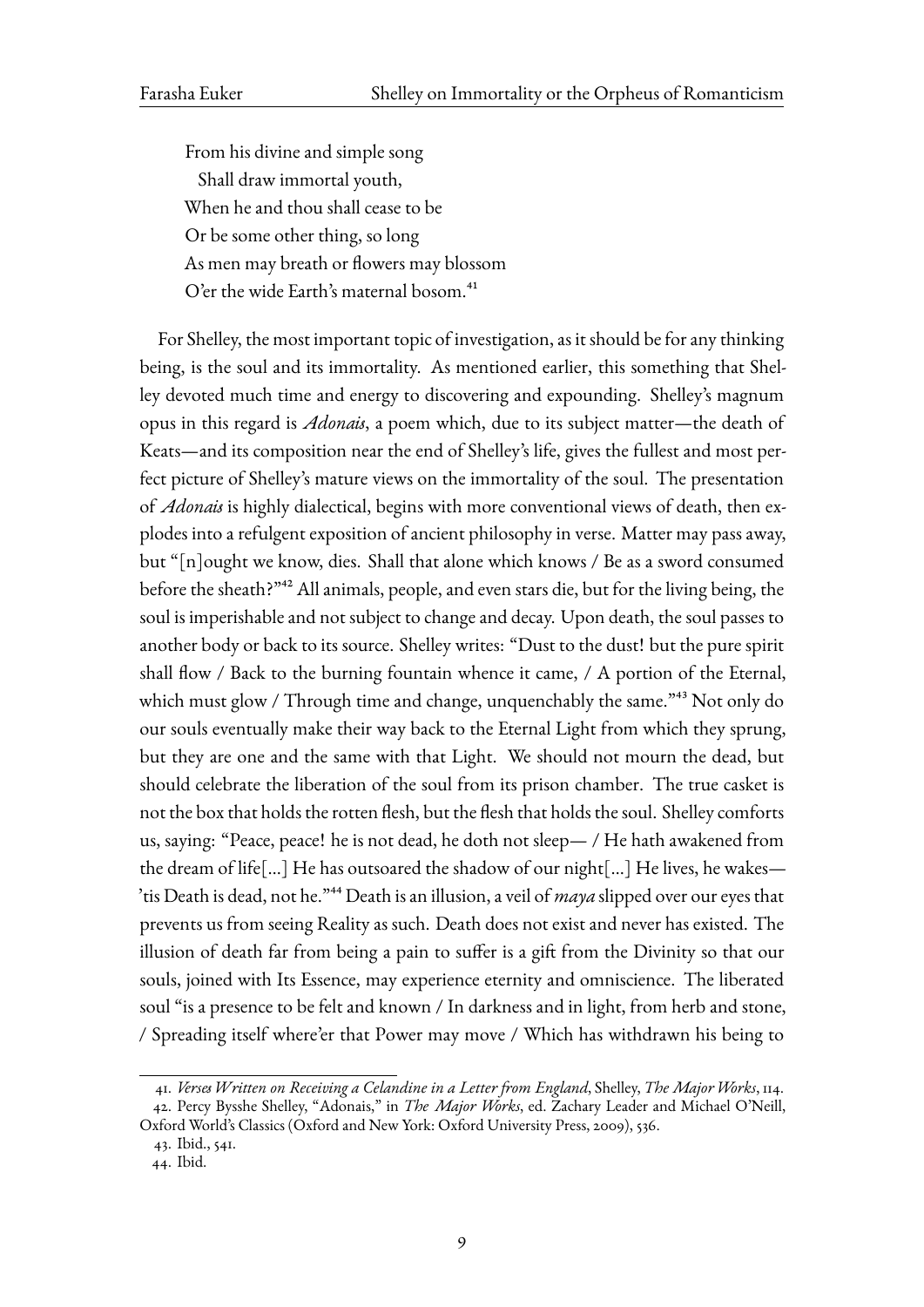From his divine and simple song  
  Shall draw immortal youth,  
When he and thou shall cease to be  
Or be some other thing, so long  
As men may breath or flowers may blossom  
O'er the wide Earth's maternal bosom.[41]

For Shelley, the most important topic of investigation, as it should be for any thinking being, is the soul and its immortality. As mentioned earlier, this something that Shelley devoted much time and energy to discovering and expounding. Shelley's magnum opus in this regard is *Adonais*, a poem which, due to its subject matter—the death of Keats—and its composition near the end of Shelley's life, gives the fullest and most perfect picture of Shelley's mature views on the immortality of the soul. The presentation of *Adonais* is highly dialectical, begins with more conventional views of death, then explodes into a refulgent exposition of ancient philosophy in verse. Matter may pass away, but "[n]ought we know, dies. Shall that alone which knows / Be as a sword consumed before the sheath?"[42] All animals, people, and even stars die, but for the living being, the soul is imperishable and not subject to change and decay. Upon death, the soul passes to another body or back to its source. Shelley writes: "Dust to the dust! but the pure spirit shall flow / Back to the burning fountain whence it came, / A portion of the Eternal, which must glow / Through time and change, unquenchably the same."[43] Not only do our souls eventually make their way back to the Eternal Light from which they sprung, but they are one and the same with that Light. We should not mourn the dead, but should celebrate the liberation of the soul from its prison chamber. The true casket is not the box that holds the rotten flesh, but the flesh that holds the soul. Shelley comforts us, saying: "Peace, peace! he is not dead, he doth not sleep— / He hath awakened from the dream of life[...] He has outsoared the shadow of our night[...] He lives, he wakes—'tis Death is dead, not he."[44] Death is an illusion, a veil of *maya* slipped over our eyes that prevents us from seeing Reality as such. Death does not exist and never has existed. The illusion of death far from being a pain to suffer is a gift from the Divinity so that our souls, joined with Its Essence, may experience eternity and omniscience. The liberated soul "is a presence to be felt and known / In darkness and in light, from herb and stone, / Spreading itself where'er that Power may move / Which has withdrawn his being to

---

41. *Verses Written on Receiving a Celandine in a Letter from England*, Shelley, *The Major Works*, 114.

42. Percy Bysshe Shelley, "Adonais," in *The Major Works*, ed. Zachary Leader and Michael O'Neill, Oxford World's Classics (Oxford and New York: Oxford University Press, 2009), 536.

43. Ibid., 541.

44. Ibid.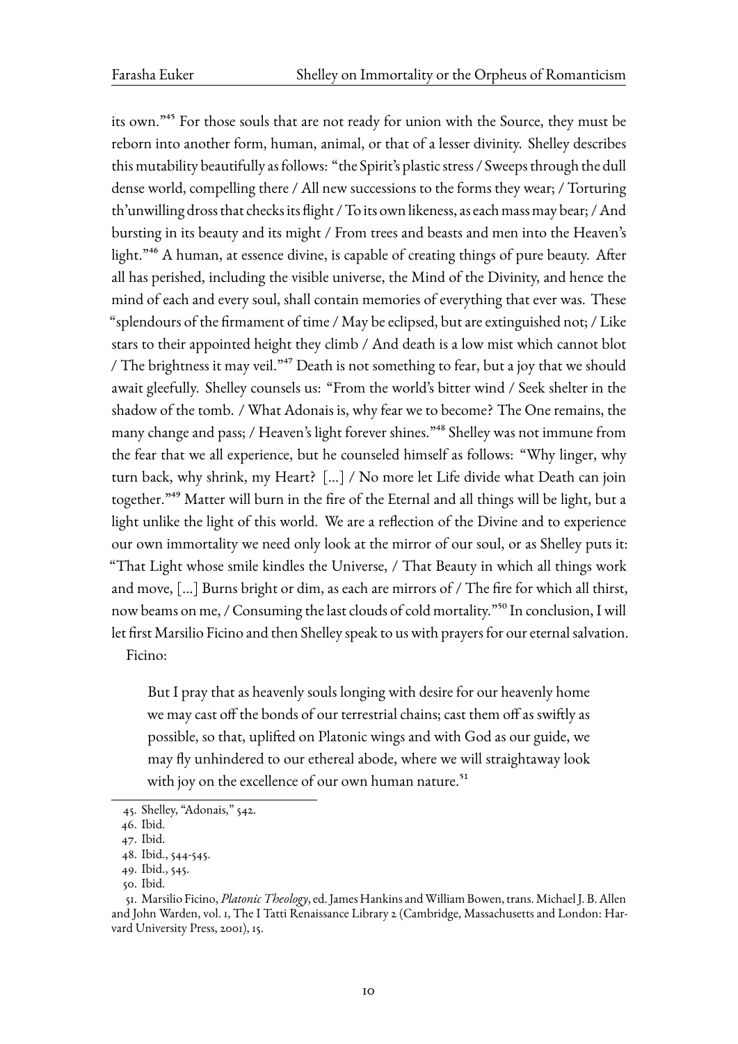its own."[45] For those souls that are not ready for union with the Source, they must be reborn into another form, human, animal, or that of a lesser divinity. Shelley describes this mutability beautifully as follows: "the Spirit's plastic stress / Sweeps through the dull dense world, compelling there / All new successions to the forms they wear; / Torturing th'unwilling dross that checks its flight / To its own likeness, as each mass may bear; / And bursting in its beauty and its might / From trees and beasts and men into the Heaven's light."[46] A human, at essence divine, is capable of creating things of pure beauty. After all has perished, including the visible universe, the Mind of the Divinity, and hence the mind of each and every soul, shall contain memories of everything that ever was. These "splendours of the firmament of time / May be eclipsed, but are extinguished not; / Like stars to their appointed height they climb / And death is a low mist which cannot blot / The brightness it may veil."[47] Death is not something to fear, but a joy that we should await gleefully. Shelley counsels us: "From the world's bitter wind / Seek shelter in the shadow of the tomb. / What Adonais is, why fear we to become? The One remains, the many change and pass; / Heaven's light forever shines."[48] Shelley was not immune from the fear that we all experience, but he counseled himself as follows: "Why linger, why turn back, why shrink, my Heart? [...] / No more let Life divide what Death can join together."[49] Matter will burn in the fire of the Eternal and all things will be light, but a light unlike the light of this world. We are a reflection of the Divine and to experience our own immortality we need only look at the mirror of our soul, or as Shelley puts it: "That Light whose smile kindles the Universe, / That Beauty in which all things work and move, [...] Burns bright or dim, as each are mirrors of / The fire for which all thirst, now beams on me, / Consuming the last clouds of cold mortality."[50] In conclusion, I will let first Marsilio Ficino and then Shelley speak to us with prayers for our eternal salvation.

Ficino:

> But I pray that as heavenly souls longing with desire for our heavenly home we may cast off the bonds of our terrestrial chains; cast them off as swiftly as possible, so that, uplifted on Platonic wings and with God as our guide, we may fly unhindered to our ethereal abode, where we will straightaway look with joy on the excellence of our own human nature.[51]

---

45. Shelley, "Adonais," 542.

46. Ibid.

47. Ibid.

48. Ibid., 544-545.

49. Ibid., 545.

50. Ibid.

51. Marsilio Ficino, *Platonic Theology*, ed. James Hankins and William Bowen, trans. Michael J. B. Allen and John Warden, vol. 1, The I Tatti Renaissance Library 2 (Cambridge, Massachusetts and London: Harvard University Press, 2001), 15.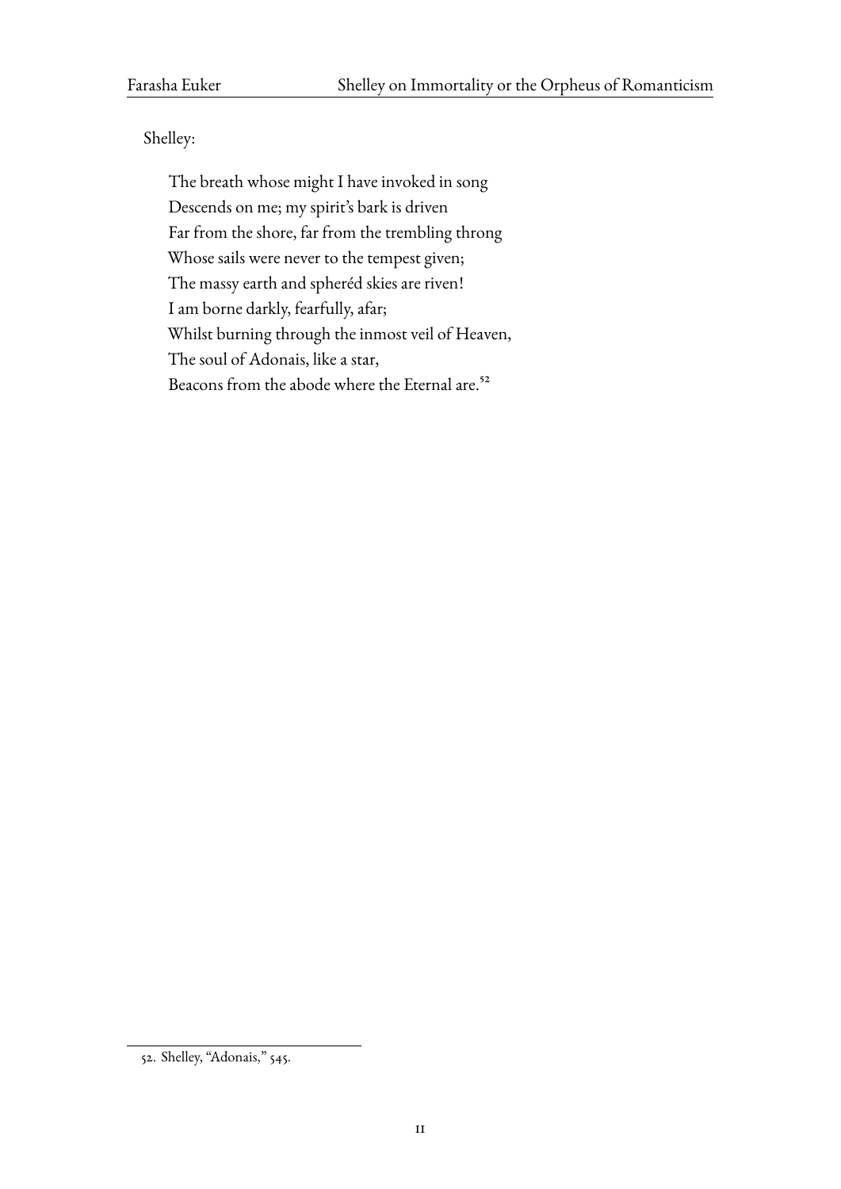Shelley:

> The breath whose might I have invoked in song
> Descends on me; my spirit's bark is driven
> Far from the shore, far from the trembling throng
> Whose sails were never to the tempest given;
> The massy earth and spheréd skies are riven!
> I am borne darkly, fearfully, afar;
> Whilst burning through the inmost veil of Heaven,
> The soul of Adonais, like a star,
> Beacons from the abode where the Eternal are.[52]

52. Shelley, "Adonais," 545.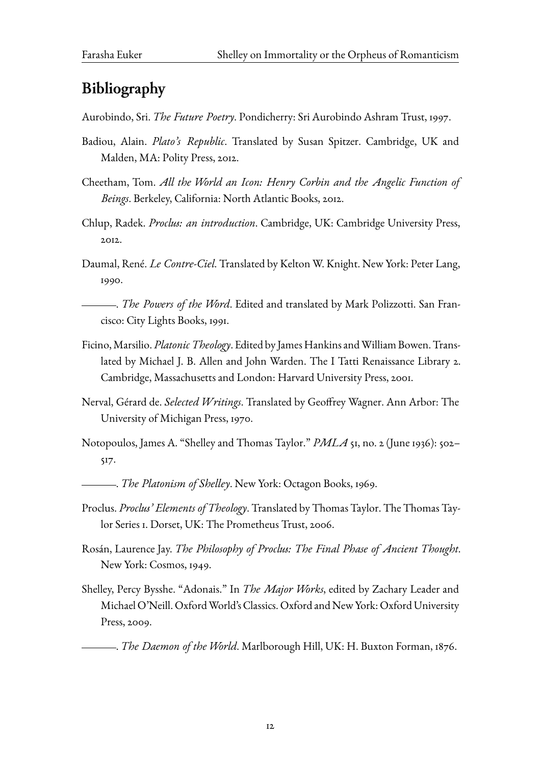## Bibliography

Aurobindo, Sri. *The Future Poetry*. Pondicherry: Sri Aurobindo Ashram Trust, 1997.

Badiou, Alain. *Plato's Republic*. Translated by Susan Spitzer. Cambridge, UK and Malden, MA: Polity Press, 2012.

Cheetham, Tom. *All the World an Icon: Henry Corbin and the Angelic Function of Beings*. Berkeley, California: North Atlantic Books, 2012.

Chlup, Radek. *Proclus: an introduction*. Cambridge, UK: Cambridge University Press, 2012.

Daumal, René. *Le Contre-Ciel*. Translated by Kelton W. Knight. New York: Peter Lang, 1990.

———. *The Powers of the Word*. Edited and translated by Mark Polizzotti. San Francisco: City Lights Books, 1991.

Ficino, Marsilio. *Platonic Theology*. Edited by James Hankins and William Bowen. Translated by Michael J. B. Allen and John Warden. The I Tatti Renaissance Library 2. Cambridge, Massachusetts and London: Harvard University Press, 2001.

Nerval, Gérard de. *Selected Writings*. Translated by Geoffrey Wagner. Ann Arbor: The University of Michigan Press, 1970.

Notopoulos, James A. "Shelley and Thomas Taylor." *PMLA* 51, no. 2 (June 1936): 502–517.

———. *The Platonism of Shelley*. New York: Octagon Books, 1969.

Proclus. *Proclus' Elements of Theology*. Translated by Thomas Taylor. The Thomas Taylor Series 1. Dorset, UK: The Prometheus Trust, 2006.

Rosán, Laurence Jay. *The Philosophy of Proclus: The Final Phase of Ancient Thought*. New York: Cosmos, 1949.

Shelley, Percy Bysshe. "Adonais." In *The Major Works*, edited by Zachary Leader and Michael O'Neill. Oxford World's Classics. Oxford and New York: Oxford University Press, 2009.

———. *The Daemon of the World*. Marlborough Hill, UK: H. Buxton Forman, 1876.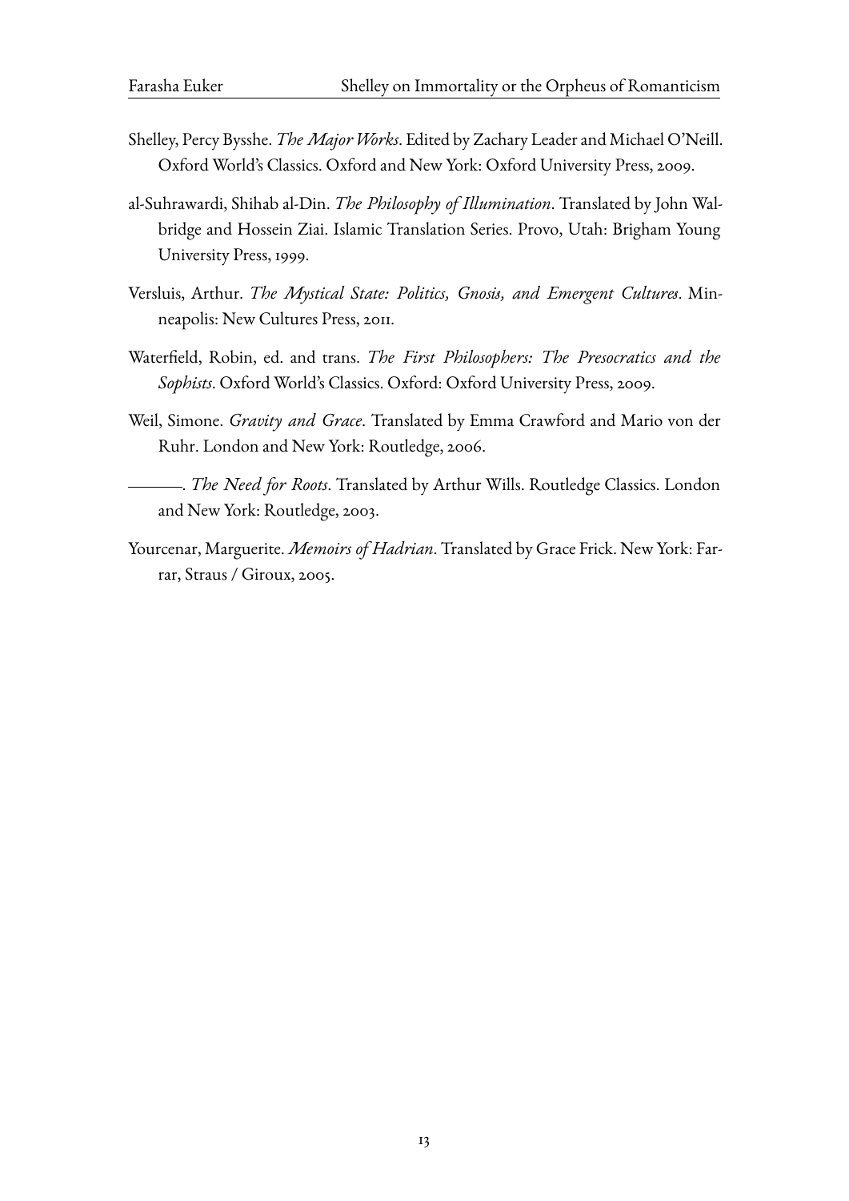Shelley, Percy Bysshe. *The Major Works*. Edited by Zachary Leader and Michael O'Neill. Oxford World's Classics. Oxford and New York: Oxford University Press, 2009.

al-Suhrawardi, Shihab al-Din. *The Philosophy of Illumination*. Translated by John Walbridge and Hossein Ziai. Islamic Translation Series. Provo, Utah: Brigham Young University Press, 1999.

Versluis, Arthur. *The Mystical State: Politics, Gnosis, and Emergent Cultures*. Minneapolis: New Cultures Press, 2011.

Waterfield, Robin, ed. and trans. *The First Philosophers: The Presocratics and the Sophists*. Oxford World's Classics. Oxford: Oxford University Press, 2009.

Weil, Simone. *Gravity and Grace*. Translated by Emma Crawford and Mario von der Ruhr. London and New York: Routledge, 2006.

———. *The Need for Roots*. Translated by Arthur Wills. Routledge Classics. London and New York: Routledge, 2003.

Yourcenar, Marguerite. *Memoirs of Hadrian*. Translated by Grace Frick. New York: Farrar, Straus / Giroux, 2005.